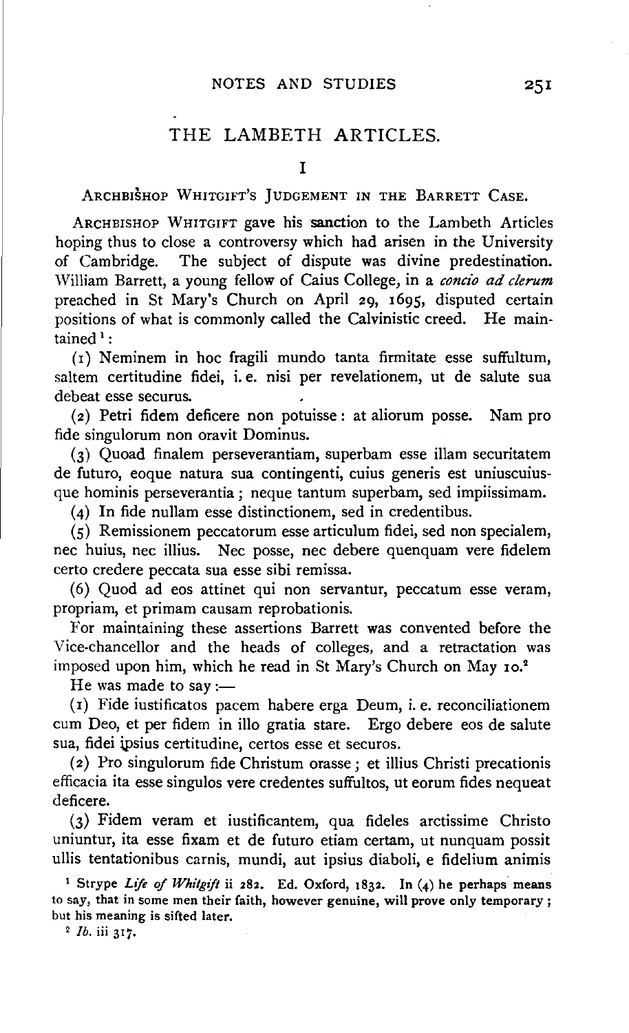# THE LAMBETH ARTICLES.

## I

### ARCHBISHOP WHITGIFT'S JUDGEMENT IN THE BARRETT CASE.

ARCHBISHOP WHITGIFT gave his sanction to the Lambeth Articles hoping thus to close a controversy which had arisen in the University of Cambridge. The subject of dispute was divine predestination. William Barrett, a young fellow of Caius College, in a *concio ad clerum* preached in St Mary's Church on April 29, 1695, disputed certain positions of what is commonly called the Calvinistic creed. He maintained[1]:

(1) Neminem in hoc fragili mundo tanta firmitate esse suffultum, saltem certitudine fidei, i. e. nisi per revelationem, ut de salute sua debeat esse securus.

(2) Petri fidem deficere non potuisse: at aliorum posse. Nam pro fide singulorum non oravit Dominus.

(3) Quoad finalem perseverantiam, superbam esse illam securitatem de futuro, eoque natura sua contingenti, cuius generis est uniuscuiusque hominis perseverantia; neque tantum superbam, sed impiissimam.

(4) In fide nullam esse distinctionem, sed in credentibus.

(5) Remissionem peccatorum esse articulum fidei, sed non specialem, nec huius, nec illius. Nec posse, nec debere quenquam vere fidelem certo credere peccata sua esse sibi remissa.

(6) Quod ad eos attinet qui non servantur, peccatum esse veram, propriam, et primam causam reprobationis.

For maintaining these assertions Barrett was convented before the Vice-chancellor and the heads of colleges, and a retractation was imposed upon him, which he read in St Mary's Church on May 10.[2]

He was made to say:—

(1) Fide iustificatos pacem habere erga Deum, i. e. reconciliationem cum Deo, et per fidem in illo gratia stare. Ergo debere eos de salute sua, fidei ipsius certitudine, certos esse et securos.

(2) Pro singulorum fide Christum orasse; et illius Christi precationis efficacia ita esse singulos vere credentes suffultos, ut eorum fides nequeat deficere.

(3) Fidem veram et iustificantem, qua fideles arctissime Christo uniuntur, ita esse fixam et de futuro etiam certam, ut nunquam possit ullis tentationibus carnis, mundi, aut ipsius diaboli, e fidelium animis

[1] Strype *Life of Whitgift* ii 282. Ed. Oxford, 1832. In (4) he perhaps means to say, that in some men their faith, however genuine, will prove only temporary; but his meaning is sifted later.

[2] *Ib.* iii 317.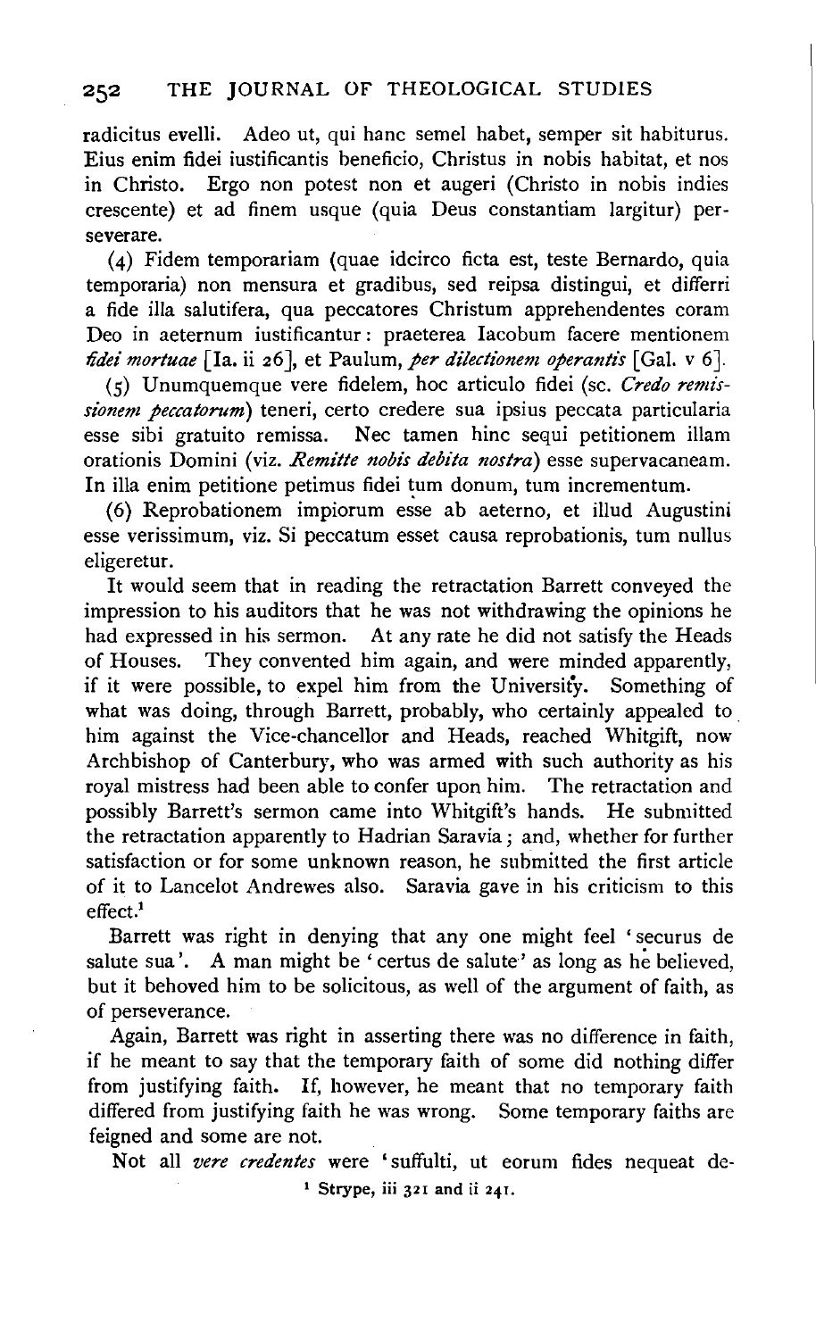radicitus evelli. Adeo ut, qui hanc semel habet, semper sit habiturus. Eius enim fidei iustificantis beneficio, Christus in nobis habitat, et nos in Christo. Ergo non potest non et augeri (Christo in nobis indies crescente) et ad finem usque (quia Deus constantiam largitur) perseverare.

(4) Fidem temporariam (quae idcirco ficta est, teste Bernardo, quia temporaria) non mensura et gradibus, sed reipsa distingui, et differri a fide illa salutifera, qua peccatores Christum apprehendentes coram Deo in aeternum iustificantur: praeterea Iacobum facere mentionem *fidei mortuae* [Ia. ii 26], et Paulum, *per dilectionem operantis* [Gal. v 6].

(5) Unumquemque vere fidelem, hoc articulo fidei (sc. *Credo remissionem peccatorum*) teneri, certo credere sua ipsius peccata particularia esse sibi gratuito remissa. Nec tamen hinc sequi petitionem illam orationis Domini (viz. *Remitte nobis debita nostra*) esse supervacaneam. In illa enim petitione petimus fidei tum donum, tum incrementum.

(6) Reprobationem impiorum esse ab aeterno, et illud Augustini esse verissimum, viz. Si peccatum esset causa reprobationis, tum nullus eligeretur.

It would seem that in reading the retractation Barrett conveyed the impression to his auditors that he was not withdrawing the opinions he had expressed in his sermon. At any rate he did not satisfy the Heads of Houses. They convented him again, and were minded apparently, if it were possible, to expel him from the University. Something of what was doing, through Barrett, probably, who certainly appealed to him against the Vice-chancellor and Heads, reached Whitgift, now Archbishop of Canterbury, who was armed with such authority as his royal mistress had been able to confer upon him. The retractation and possibly Barrett's sermon came into Whitgift's hands. He submitted the retractation apparently to Hadrian Saravia; and, whether for further satisfaction or for some unknown reason, he submitted the first article of it to Lancelot Andrewes also. Saravia gave in his criticism to this effect.[1]

Barrett was right in denying that any one might feel 'securus de salute sua'. A man might be 'certus de salute' as long as he believed, but it behoved him to be solicitous, as well of the argument of faith, as of perseverance.

Again, Barrett was right in asserting there was no difference in faith, if he meant to say that the temporary faith of some did nothing differ from justifying faith. If, however, he meant that no temporary faith differed from justifying faith he was wrong. Some temporary faiths are feigned and some are not.

Not all *vere credentes* were 'suffulti, ut eorum fides nequeat de-

[1] Strype, iii 321 and ii 241.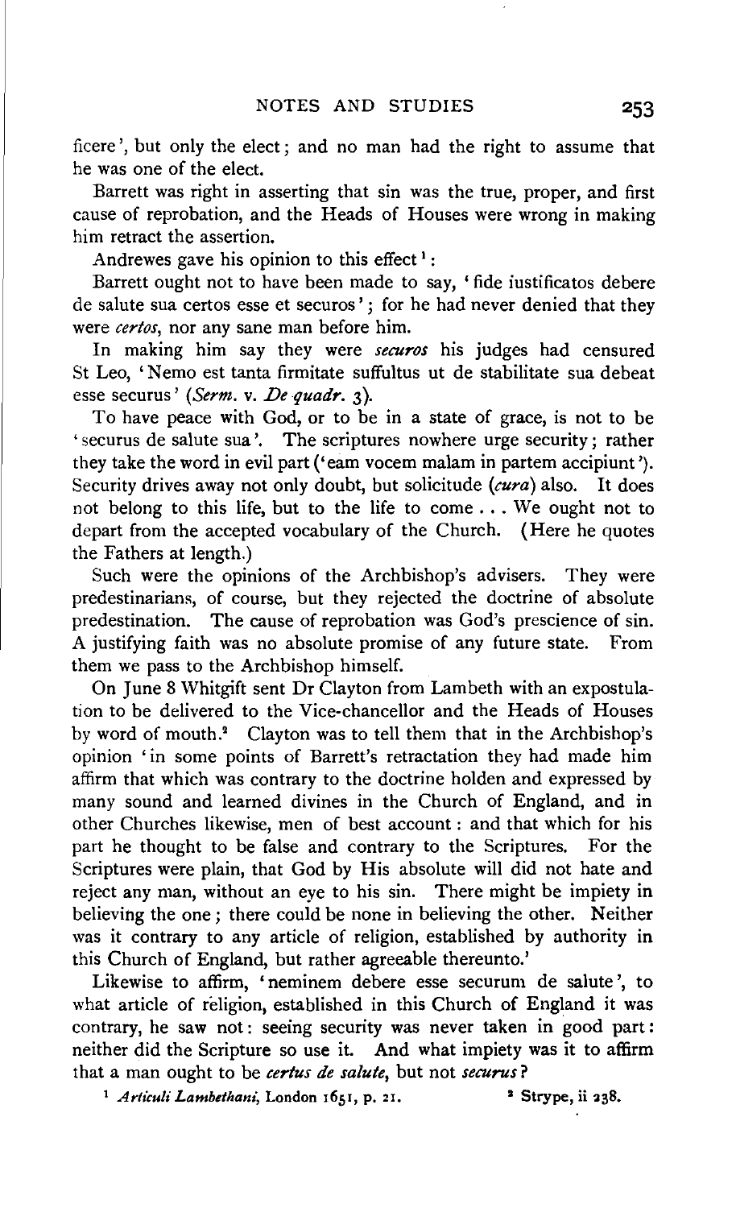ficere', but only the elect; and no man had the right to assume that he was one of the elect.

Barrett was right in asserting that sin was the true, proper, and first cause of reprobation, and the Heads of Houses were wrong in making him retract the assertion.

Andrewes gave his opinion to this effect[1]:

Barrett ought not to have been made to say, 'fide iustificatos debere de salute sua certos esse et securos'; for he had never denied that they were *certos*, nor any sane man before him.

In making him say they were *securos* his judges had censured St Leo, 'Nemo est tanta firmitate suffultus ut de stabilitate sua debeat esse securus' (*Serm.* v. *De quadr.* 3).

To have peace with God, or to be in a state of grace, is not to be 'securus de salute sua'. The scriptures nowhere urge security; rather they take the word in evil part ('eam vocem malam in partem accipiunt'). Security drives away not only doubt, but solicitude (*cura*) also. It does not belong to this life, but to the life to come . . . We ought not to depart from the accepted vocabulary of the Church. (Here he quotes the Fathers at length.)

Such were the opinions of the Archbishop's advisers. They were predestinarians, of course, but they rejected the doctrine of absolute predestination. The cause of reprobation was God's prescience of sin. A justifying faith was no absolute promise of any future state. From them we pass to the Archbishop himself.

On June 8 Whitgift sent Dr Clayton from Lambeth with an expostulation to be delivered to the Vice-chancellor and the Heads of Houses by word of mouth.[2] Clayton was to tell them that in the Archbishop's opinion 'in some points of Barrett's retractation they had made him affirm that which was contrary to the doctrine holden and expressed by many sound and learned divines in the Church of England, and in other Churches likewise, men of best account: and that which for his part he thought to be false and contrary to the Scriptures. For the Scriptures were plain, that God by His absolute will did not hate and reject any man, without an eye to his sin. There might be impiety in believing the one; there could be none in believing the other. Neither was it contrary to any article of religion, established by authority in this Church of England, but rather agreeable thereunto.'

Likewise to affirm, 'neminem debere esse securum de salute', to what article of religion, established in this Church of England it was contrary, he saw not: seeing security was never taken in good part: neither did the Scripture so use it. And what impiety was it to affirm that a man ought to be *certus de salute*, but not *securus*?

[1] *Articuli Lambethani*, London 1651, p. 21.

[2] Strype, ii 238.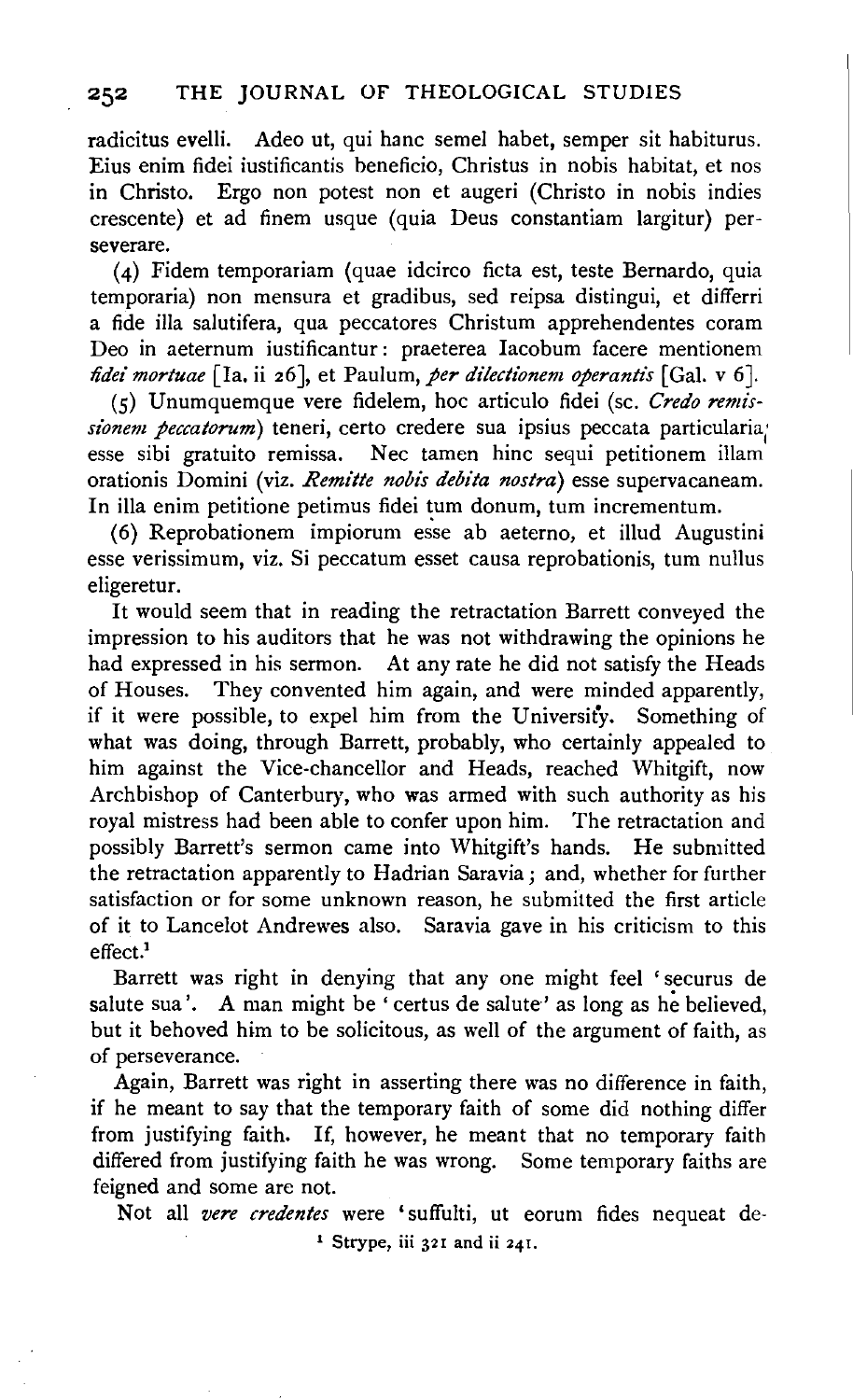radicitus evelli. Adeo ut, qui hanc semel habet, semper sit habiturus. Eius enim fidei iustificantis beneficio, Christus in nobis habitat, et nos in Christo. Ergo non potest non et augeri (Christo in nobis indies crescente) et ad finem usque (quia Deus constantiam largitur) perseverare.

(4) Fidem temporariam (quae idcirco ficta est, teste Bernardo, quia temporaria) non mensura et gradibus, sed reipsa distingui, et differri a fide illa salutifera, qua peccatores Christum apprehendentes coram Deo in aeternum iustificantur: praeterea Iacobum facere mentionem *fidei mortuae* [Ia. ii 26], et Paulum, *per dilectionem operantis* [Gal. v 6].

(5) Unumquemque vere fidelem, hoc articulo fidei (sc. *Credo remissionem peccatorum*) teneri, certo credere sua ipsius peccata particularia esse sibi gratuito remissa. Nec tamen hinc sequi petitionem illam orationis Domini (viz. *Remitte nobis debita nostra*) esse supervacaneam. In illa enim petitione petimus fidei tum donum, tum incrementum.

(6) Reprobationem impiorum esse ab aeterno, et illud Augustini esse verissimum, viz. Si peccatum esset causa reprobationis, tum nullus eligeretur.

It would seem that in reading the retractation Barrett conveyed the impression to his auditors that he was not withdrawing the opinions he had expressed in his sermon. At any rate he did not satisfy the Heads of Houses. They convented him again, and were minded apparently, if it were possible, to expel him from the University. Something of what was doing, through Barrett, probably, who certainly appealed to him against the Vice-chancellor and Heads, reached Whitgift, now Archbishop of Canterbury, who was armed with such authority as his royal mistress had been able to confer upon him. The retractation and possibly Barrett's sermon came into Whitgift's hands. He submitted the retractation apparently to Hadrian Saravia; and, whether for further satisfaction or for some unknown reason, he submitted the first article of it to Lancelot Andrewes also. Saravia gave in his criticism to this effect.[1]

Barrett was right in denying that any one might feel 'securus de salute sua'. A man might be 'certus de salute' as long as he believed, but it behoved him to be solicitous, as well of the argument of faith, as of perseverance.

Again, Barrett was right in asserting there was no difference in faith, if he meant to say that the temporary faith of some did nothing differ from justifying faith. If, however, he meant that no temporary faith differed from justifying faith he was wrong. Some temporary faiths are feigned and some are not.

Not all *vere credentes* were 'suffulti, ut eorum fides nequeat de-

[1] Strype, iii 321 and ii 241.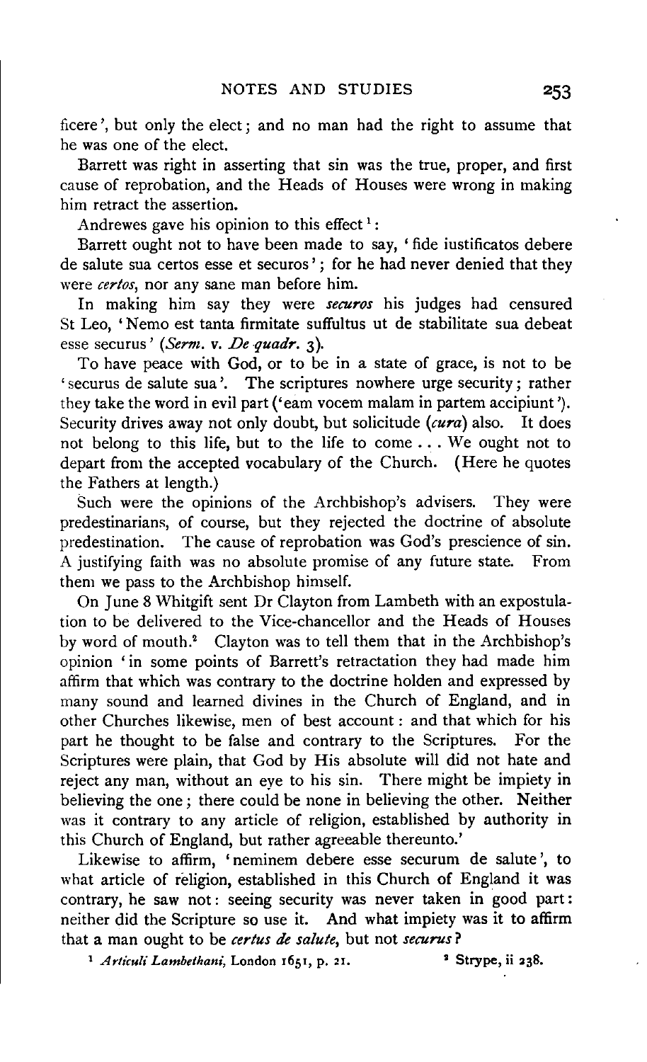ficere', but only the elect; and no man had the right to assume that he was one of the elect.

Barrett was right in asserting that sin was the true, proper, and first cause of reprobation, and the Heads of Houses were wrong in making him retract the assertion.

Andrewes gave his opinion to this effect[1]:

Barrett ought not to have been made to say, 'fide iustificatos debere de salute sua certos esse et securos'; for he had never denied that they were *certos*, nor any sane man before him.

In making him say they were *securos* his judges had censured St Leo, 'Nemo est tanta firmitate suffultus ut de stabilitate sua debeat esse securus' (*Serm.* v. *De quadr.* 3).

To have peace with God, or to be in a state of grace, is not to be 'securus de salute sua'. The scriptures nowhere urge security; rather they take the word in evil part ('eam vocem malam in partem accipiunt'). Security drives away not only doubt, but solicitude (*cura*) also. It does not belong to this life, but to the life to come ... We ought not to depart from the accepted vocabulary of the Church. (Here he quotes the Fathers at length.)

Such were the opinions of the Archbishop's advisers. They were predestinarians, of course, but they rejected the doctrine of absolute predestination. The cause of reprobation was God's prescience of sin. A justifying faith was no absolute promise of any future state. From them we pass to the Archbishop himself.

On June 8 Whitgift sent Dr Clayton from Lambeth with an expostulation to be delivered to the Vice-chancellor and the Heads of Houses by word of mouth.[2] Clayton was to tell them that in the Archbishop's opinion 'in some points of Barrett's retractation they had made him affirm that which was contrary to the doctrine holden and expressed by many sound and learned divines in the Church of England, and in other Churches likewise, men of best account: and that which for his part he thought to be false and contrary to the Scriptures. For the Scriptures were plain, that God by His absolute will did not hate and reject any man, without an eye to his sin. There might be impiety in believing the one; there could be none in believing the other. Neither was it contrary to any article of religion, established by authority in this Church of England, but rather agreeable thereunto.'

Likewise to affirm, 'neminem debere esse securum de salute', to what article of religion, established in this Church of England it was contrary, he saw not: seeing security was never taken in good part: neither did the Scripture so use it. And what impiety was it to affirm that a man ought to be *certus de salute*, but not *securus*?

[1] *Articuli Lambethani*, London 1651, p. 21.

[2] Strype, ii 238.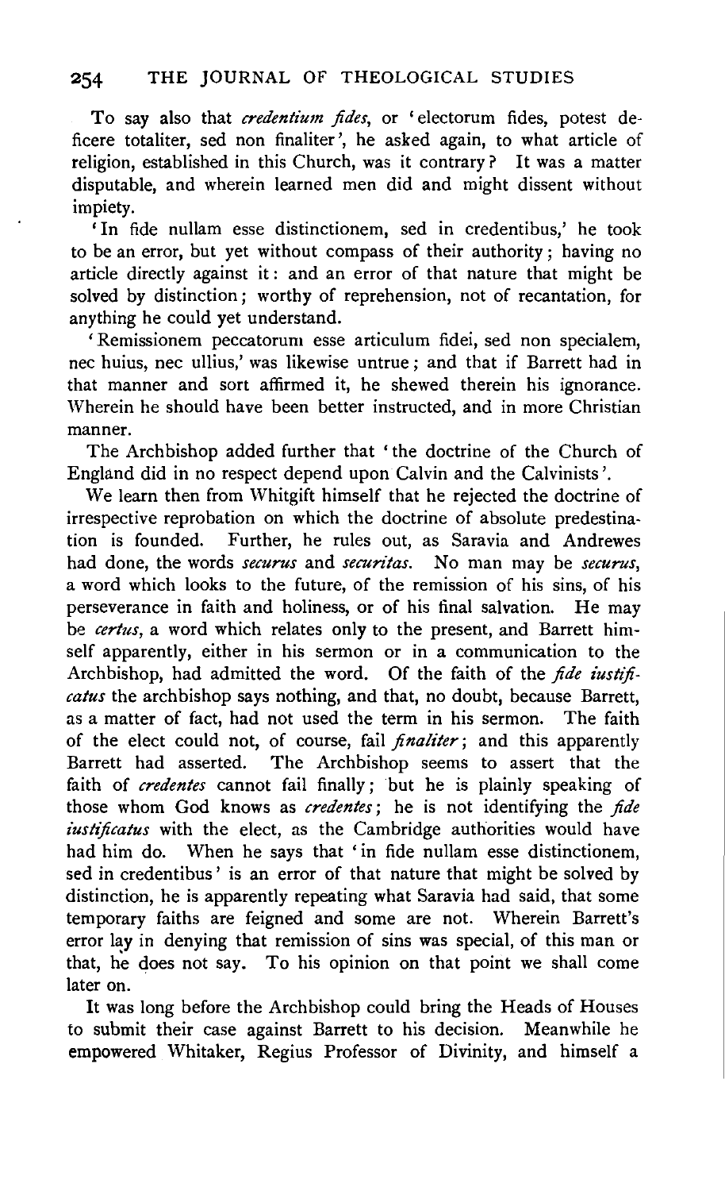To say also that *credentium fides*, or 'electorum fides, potest deficere totaliter, sed non finaliter', he asked again, to what article of religion, established in this Church, was it contrary? It was a matter disputable, and wherein learned men did and might dissent without impiety.

'In fide nullam esse distinctionem, sed in credentibus,' he took to be an error, but yet without compass of their authority; having no article directly against it: and an error of that nature that might be solved by distinction; worthy of reprehension, not of recantation, for anything he could yet understand.

'Remissionem peccatorum esse articulum fidei, sed non specialem, nec huius, nec ullius,' was likewise untrue; and that if Barrett had in that manner and sort affirmed it, he shewed therein his ignorance. Wherein he should have been better instructed, and in more Christian manner.

The Archbishop added further that 'the doctrine of the Church of England did in no respect depend upon Calvin and the Calvinists'.

We learn then from Whitgift himself that he rejected the doctrine of irrespective reprobation on which the doctrine of absolute predestination is founded. Further, he rules out, as Saravia and Andrewes had done, the words *securus* and *securitas*. No man may be *securus*, a word which looks to the future, of the remission of his sins, of his perseverance in faith and holiness, or of his final salvation. He may be *certus*, a word which relates only to the present, and Barrett himself apparently, either in his sermon or in a communication to the Archbishop, had admitted the word. Of the faith of the *fide iustificatus* the archbishop says nothing, and that, no doubt, because Barrett, as a matter of fact, had not used the term in his sermon. The faith of the elect could not, of course, fail *finaliter*; and this apparently Barrett had asserted. The Archbishop seems to assert that the faith of *credentes* cannot fail finally; but he is plainly speaking of those whom God knows as *credentes*; he is not identifying the *fide iustificatus* with the elect, as the Cambridge authorities would have had him do. When he says that 'in fide nullam esse distinctionem, sed in credentibus' is an error of that nature that might be solved by distinction, he is apparently repeating what Saravia had said, that some temporary faiths are feigned and some are not. Wherein Barrett's error lay in denying that remission of sins was special, of this man or that, he does not say. To his opinion on that point we shall come later on.

It was long before the Archbishop could bring the Heads of Houses to submit their case against Barrett to his decision. Meanwhile he empowered Whitaker, Regius Professor of Divinity, and himself a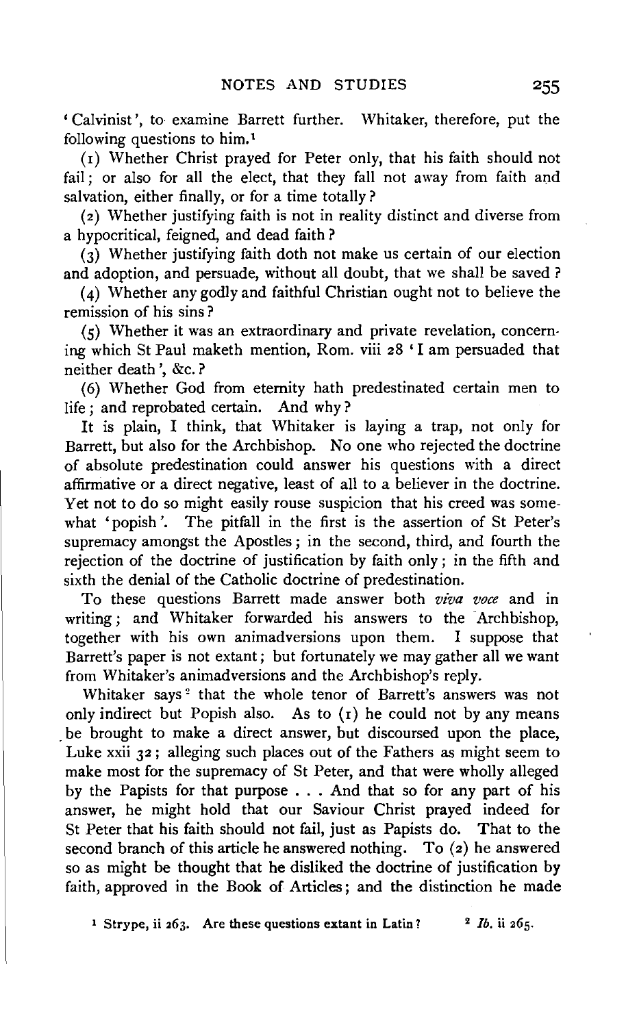'Calvinist', to examine Barrett further. Whitaker, therefore, put the following questions to him.[1]

(1) Whether Christ prayed for Peter only, that his faith should not fail; or also for all the elect, that they fall not away from faith and salvation, either finally, or for a time totally?

(2) Whether justifying faith is not in reality distinct and diverse from a hypocritical, feigned, and dead faith?

(3) Whether justifying faith doth not make us certain of our election and adoption, and persuade, without all doubt, that we shall be saved?

(4) Whether any godly and faithful Christian ought not to believe the remission of his sins?

(5) Whether it was an extraordinary and private revelation, concerning which St Paul maketh mention, Rom. viii 28 'I am persuaded that neither death', &c.?

(6) Whether God from eternity hath predestinated certain men to life; and reprobated certain. And why?

It is plain, I think, that Whitaker is laying a trap, not only for Barrett, but also for the Archbishop. No one who rejected the doctrine of absolute predestination could answer his questions with a direct affirmative or a direct negative, least of all to a believer in the doctrine. Yet not to do so might easily rouse suspicion that his creed was somewhat 'popish'. The pitfall in the first is the assertion of St Peter's supremacy amongst the Apostles; in the second, third, and fourth the rejection of the doctrine of justification by faith only; in the fifth and sixth the denial of the Catholic doctrine of predestination.

To these questions Barrett made answer both *viva voce* and in writing; and Whitaker forwarded his answers to the Archbishop, together with his own animadversions upon them. I suppose that Barrett's paper is not extant; but fortunately we may gather all we want from Whitaker's animadversions and the Archbishop's reply.

Whitaker says[2] that the whole tenor of Barrett's answers was not only indirect but Popish also. As to (1) he could not by any means be brought to make a direct answer, but discoursed upon the place, Luke xxii 32; alleging such places out of the Fathers as might seem to make most for the supremacy of St Peter, and that were wholly alleged by the Papists for that purpose . . . And that so for any part of his answer, he might hold that our Saviour Christ prayed indeed for St Peter that his faith should not fail, just as Papists do. That to the second branch of this article he answered nothing. To (2) he answered so as might be thought that he disliked the doctrine of justification by faith, approved in the Book of Articles; and the distinction he made

[1] Strype, ii 263. Are these questions extant in Latin? [2] *Ib.* ii 265.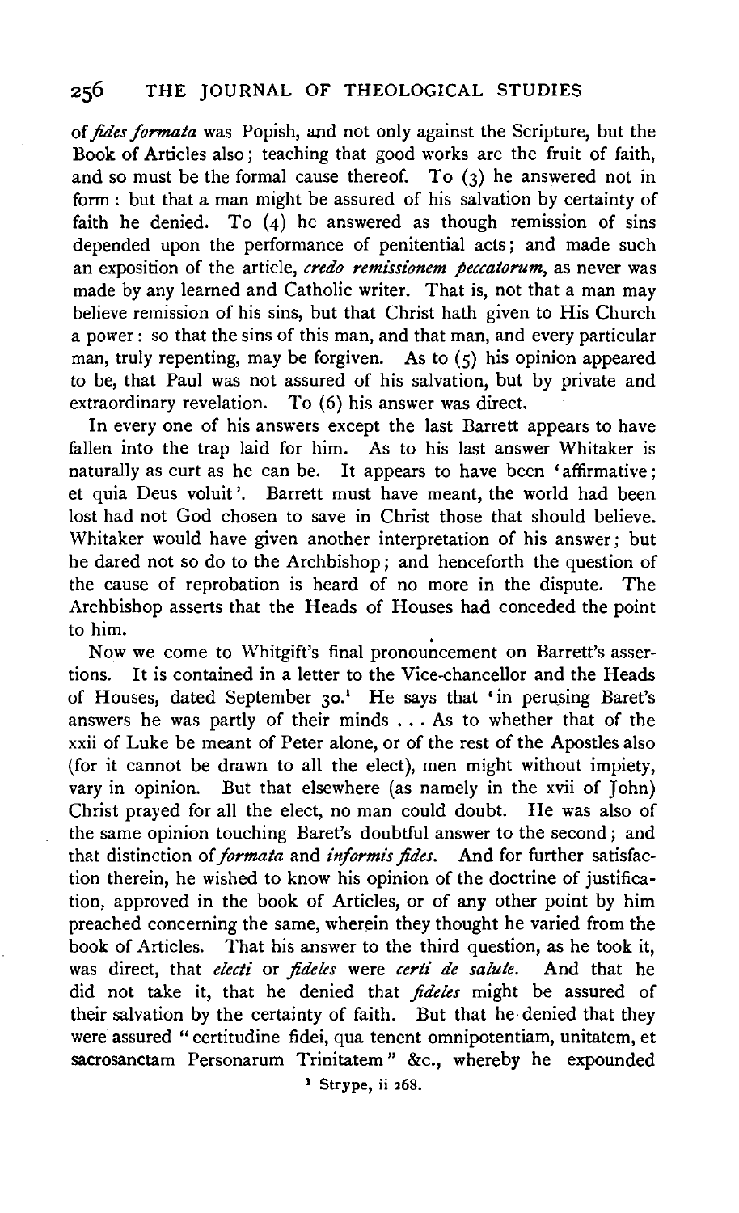of *fides formata* was Popish, and not only against the Scripture, but the Book of Articles also; teaching that good works are the fruit of faith, and so must be the formal cause thereof. To (3) he answered not in form: but that a man might be assured of his salvation by certainty of faith he denied. To (4) he answered as though remission of sins depended upon the performance of penitential acts; and made such an exposition of the article, *credo remissionem peccatorum*, as never was made by any learned and Catholic writer. That is, not that a man may believe remission of his sins, but that Christ hath given to His Church a power: so that the sins of this man, and that man, and every particular man, truly repenting, may be forgiven. As to (5) his opinion appeared to be, that Paul was not assured of his salvation, but by private and extraordinary revelation. To (6) his answer was direct.

In every one of his answers except the last Barrett appears to have fallen into the trap laid for him. As to his last answer Whitaker is naturally as curt as he can be. It appears to have been 'affirmative; et quia Deus voluit'. Barrett must have meant, the world had been lost had not God chosen to save in Christ those that should believe. Whitaker would have given another interpretation of his answer; but he dared not so do to the Archbishop; and henceforth the question of the cause of reprobation is heard of no more in the dispute. The Archbishop asserts that the Heads of Houses had conceded the point to him.

Now we come to Whitgift's final pronouncement on Barrett's assertions. It is contained in a letter to the Vice-chancellor and the Heads of Houses, dated September 30.[1] He says that 'in perusing Baret's answers he was partly of their minds . . . As to whether that of the xxii of Luke be meant of Peter alone, or of the rest of the Apostles also (for it cannot be drawn to all the elect), men might without impiety, vary in opinion. But that elsewhere (as namely in the xvii of John) Christ prayed for all the elect, no man could doubt. He was also of the same opinion touching Baret's doubtful answer to the second; and that distinction of *formata* and *informis fides*. And for further satisfaction therein, he wished to know his opinion of the doctrine of justification, approved in the book of Articles, or of any other point by him preached concerning the same, wherein they thought he varied from the book of Articles. That his answer to the third question, as he took it, was direct, that *electi* or *fideles* were *certi de salute*. And that he did not take it, that he denied that *fideles* might be assured of their salvation by the certainty of faith. But that he denied that they were assured "certitudine fidei, qua tenent omnipotentiam, unitatem, et sacrosanctam Personarum Trinitatem" &c., whereby he expounded

[1] Strype, ii 268.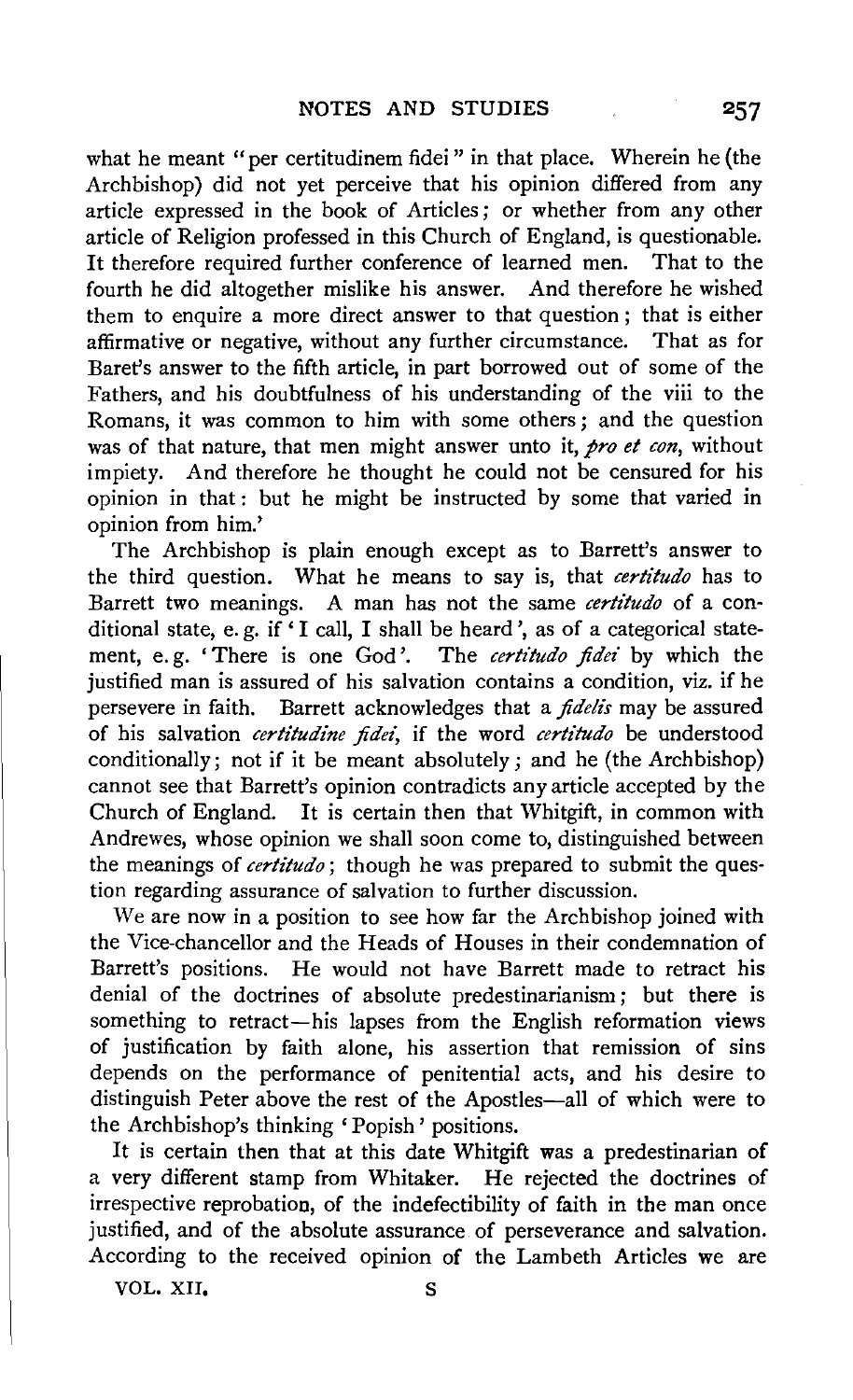what he meant "per certitudinem fidei" in that place. Wherein he (the Archbishop) did not yet perceive that his opinion differed from any article expressed in the book of Articles; or whether from any other article of Religion professed in this Church of England, is questionable. It therefore required further conference of learned men. That to the fourth he did altogether mislike his answer. And therefore he wished them to enquire a more direct answer to that question; that is either affirmative or negative, without any further circumstance. That as for Baret's answer to the fifth article, in part borrowed out of some of the Fathers, and his doubtfulness of his understanding of the viii to the Romans, it was common to him with some others; and the question was of that nature, that men might answer unto it, *pro et con*, without impiety. And therefore he thought he could not be censured for his opinion in that: but he might be instructed by some that varied in opinion from him.'

The Archbishop is plain enough except as to Barrett's answer to the third question. What he means to say is, that *certitudo* has to Barrett two meanings. A man has not the same *certitudo* of a conditional state, e.g. if 'I call, I shall be heard', as of a categorical statement, e.g. 'There is one God'. The *certitudo fidei* by which the justified man is assured of his salvation contains a condition, viz. if he persevere in faith. Barrett acknowledges that a *fidelis* may be assured of his salvation *certitudine fidei*, if the word *certitudo* be understood conditionally; not if it be meant absolutely; and he (the Archbishop) cannot see that Barrett's opinion contradicts any article accepted by the Church of England. It is certain then that Whitgift, in common with Andrewes, whose opinion we shall soon come to, distinguished between the meanings of *certitudo*; though he was prepared to submit the question regarding assurance of salvation to further discussion.

We are now in a position to see how far the Archbishop joined with the Vice-chancellor and the Heads of Houses in their condemnation of Barrett's positions. He would not have Barrett made to retract his denial of the doctrines of absolute predestinarianism; but there is something to retract—his lapses from the English reformation views of justification by faith alone, his assertion that remission of sins depends on the performance of penitential acts, and his desire to distinguish Peter above the rest of the Apostles—all of which were to the Archbishop's thinking 'Popish' positions.

It is certain then that at this date Whitgift was a predestinarian of a very different stamp from Whitaker. He rejected the doctrines of irrespective reprobation, of the indefectibility of faith in the man once justified, and of the absolute assurance of perseverance and salvation. According to the received opinion of the Lambeth Articles we are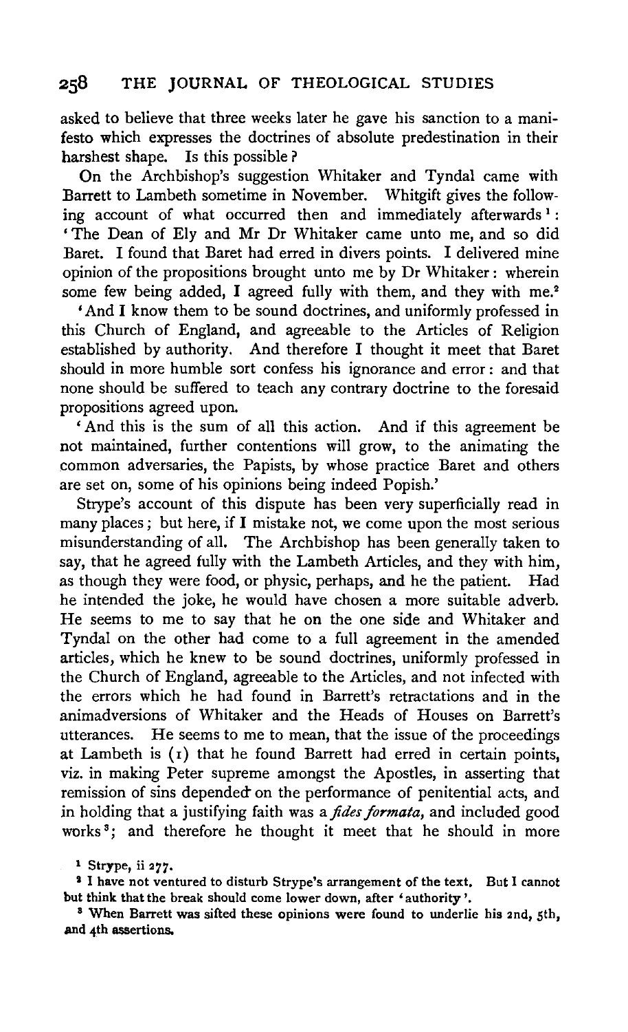asked to believe that three weeks later he gave his sanction to a manifesto which expresses the doctrines of absolute predestination in their harshest shape. Is this possible?

On the Archbishop's suggestion Whitaker and Tyndal came with Barrett to Lambeth sometime in November. Whitgift gives the following account of what occurred then and immediately afterwards[1]: 'The Dean of Ely and Mr Dr Whitaker came unto me, and so did Baret. I found that Baret had erred in divers points. I delivered mine opinion of the propositions brought unto me by Dr Whitaker: wherein some few being added, I agreed fully with them, and they with me.[2]

'And I know them to be sound doctrines, and uniformly professed in this Church of England, and agreeable to the Articles of Religion established by authority. And therefore I thought it meet that Baret should in more humble sort confess his ignorance and error: and that none should be suffered to teach any contrary doctrine to the foresaid propositions agreed upon.

'And this is the sum of all this action. And if this agreement be not maintained, further contentions will grow, to the animating the common adversaries, the Papists, by whose practice Baret and others are set on, some of his opinions being indeed Popish.'

Strype's account of this dispute has been very superficially read in many places; but here, if I mistake not, we come upon the most serious misunderstanding of all. The Archbishop has been generally taken to say, that he agreed fully with the Lambeth Articles, and they with him, as though they were food, or physic, perhaps, and he the patient. Had he intended the joke, he would have chosen a more suitable adverb. He seems to me to say that he on the one side and Whitaker and Tyndal on the other had come to a full agreement in the amended articles, which he knew to be sound doctrines, uniformly professed in the Church of England, agreeable to the Articles, and not infected with the errors which he had found in Barrett's retractations and in the animadversions of Whitaker and the Heads of Houses on Barrett's utterances. He seems to me to mean, that the issue of the proceedings at Lambeth is (1) that he found Barrett had erred in certain points, viz. in making Peter supreme amongst the Apostles, in asserting that remission of sins depended on the performance of penitential acts, and in holding that a justifying faith was a *fides formata*, and included good works[3]; and therefore he thought it meet that he should in more

[1] Strype, ii 277.

[2] I have not ventured to disturb Strype's arrangement of the text. But I cannot but think that the break should come lower down, after 'authority'.

[3] When Barrett was sifted these opinions were found to underlie his 2nd, 5th, and 4th assertions.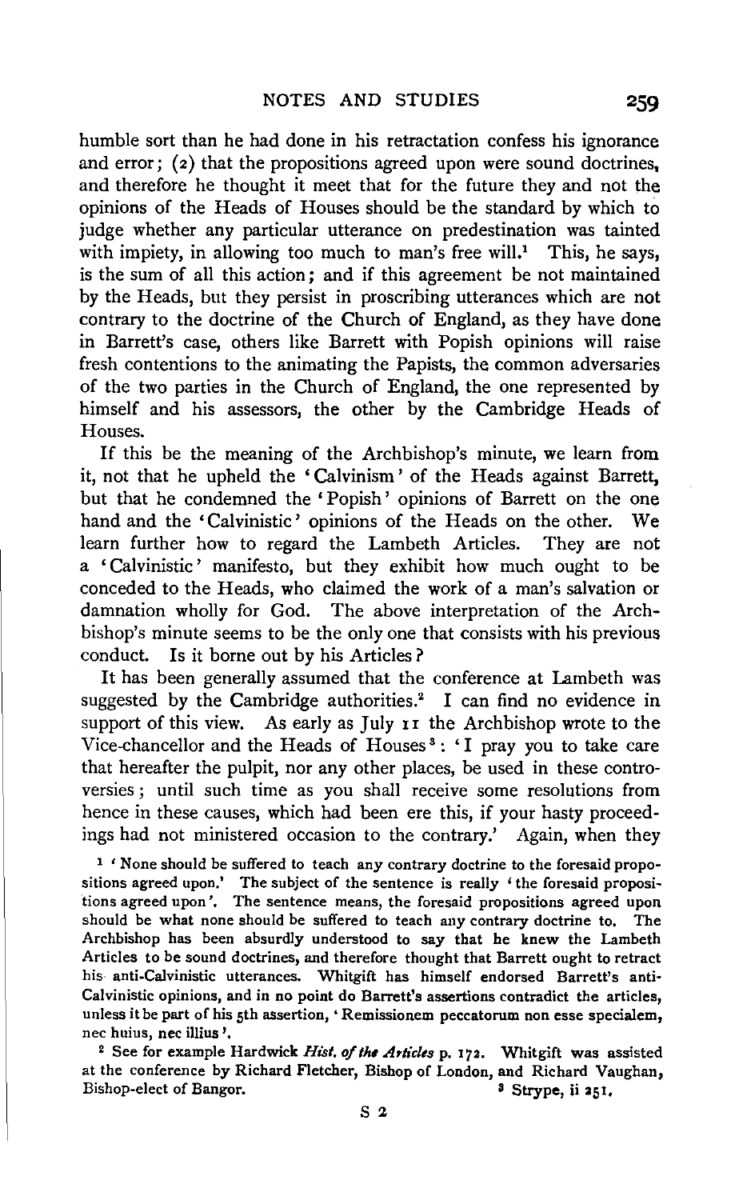humble sort than he had done in his retractation confess his ignorance and error; (2) that the propositions agreed upon were sound doctrines, and therefore he thought it meet that for the future they and not the opinions of the Heads of Houses should be the standard by which to judge whether any particular utterance on predestination was tainted with impiety, in allowing too much to man's free will.[1] This, he says, is the sum of all this action; and if this agreement be not maintained by the Heads, but they persist in proscribing utterances which are not contrary to the doctrine of the Church of England, as they have done in Barrett's case, others like Barrett with Popish opinions will raise fresh contentions to the animating the Papists, the common adversaries of the two parties in the Church of England, the one represented by himself and his assessors, the other by the Cambridge Heads of Houses.

If this be the meaning of the Archbishop's minute, we learn from it, not that he upheld the 'Calvinism' of the Heads against Barrett, but that he condemned the 'Popish' opinions of Barrett on the one hand and the 'Calvinistic' opinions of the Heads on the other. We learn further how to regard the Lambeth Articles. They are not a 'Calvinistic' manifesto, but they exhibit how much ought to be conceded to the Heads, who claimed the work of a man's salvation or damnation wholly for God. The above interpretation of the Archbishop's minute seems to be the only one that consists with his previous conduct. Is it borne out by his Articles?

It has been generally assumed that the conference at Lambeth was suggested by the Cambridge authorities.[2] I can find no evidence in support of this view. As early as July 11 the Archbishop wrote to the Vice-chancellor and the Heads of Houses[3]: 'I pray you to take care that hereafter the pulpit, nor any other places, be used in these controversies; until such time as you shall receive some resolutions from hence in these causes, which had been ere this, if your hasty proceedings had not ministered occasion to the contrary.' Again, when they

[1] 'None should be suffered to teach any contrary doctrine to the foresaid propositions agreed upon.' The subject of the sentence is really 'the foresaid propositions agreed upon'. The sentence means, the foresaid propositions agreed upon should be what none should be suffered to teach any contrary doctrine to. The Archbishop has been absurdly understood to say that he knew the Lambeth Articles to be sound doctrines, and therefore thought that Barrett ought to retract his anti-Calvinistic utterances. Whitgift has himself endorsed Barrett's anti-Calvinistic opinions, and in no point do Barrett's assertions contradict the articles, unless it be part of his 5th assertion, 'Remissionem peccatorum non esse specialem, nec huius, nec illius'.

[2] See for example Hardwick *Hist. of the Articles* p. 172. Whitgift was assisted at the conference by Richard Fletcher, Bishop of London, and Richard Vaughan, Bishop-elect of Bangor.

[3] Strype, ii 251.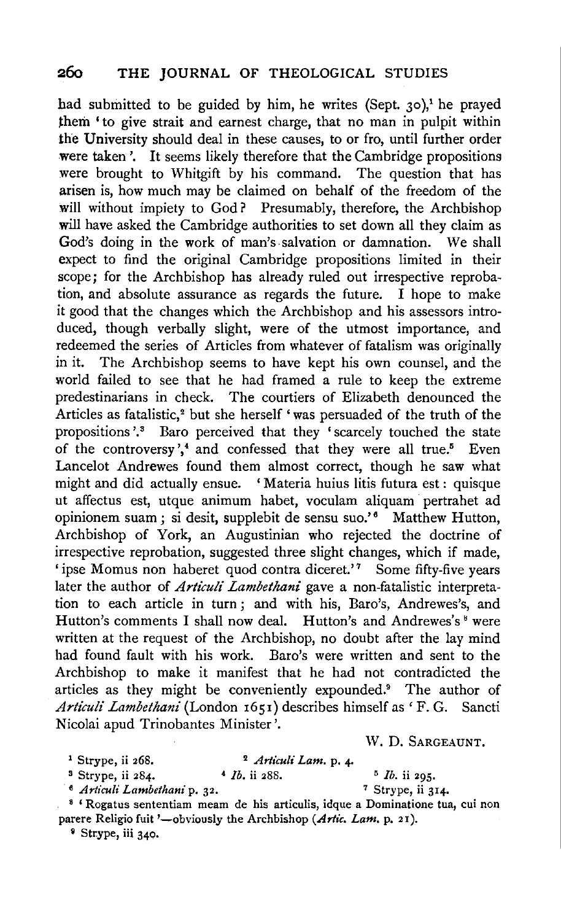had submitted to be guided by him, he writes (Sept. 30),[1] he prayed them 'to give strait and earnest charge, that no man in pulpit within the University should deal in these causes, to or fro, until further order were taken'. It seems likely therefore that the Cambridge propositions were brought to Whitgift by his command. The question that has arisen is, how much may be claimed on behalf of the freedom of the will without impiety to God? Presumably, therefore, the Archbishop will have asked the Cambridge authorities to set down all they claim as God's doing in the work of man's salvation or damnation. We shall expect to find the original Cambridge propositions limited in their scope; for the Archbishop has already ruled out irrespective reprobation, and absolute assurance as regards the future. I hope to make it good that the changes which the Archbishop and his assessors introduced, though verbally slight, were of the utmost importance, and redeemed the series of Articles from whatever of fatalism was originally in it. The Archbishop seems to have kept his own counsel, and the world failed to see that he had framed a rule to keep the extreme predestinarians in check. The courtiers of Elizabeth denounced the Articles as fatalistic,[2] but she herself 'was persuaded of the truth of the propositions'.[3] Baro perceived that they 'scarcely touched the state of the controversy',[4] and confessed that they were all true.[5] Even Lancelot Andrewes found them almost correct, though he saw what might and did actually ensue. 'Materia huius litis futura est: quisque ut affectus est, utque animum habet, voculam aliquam pertrahet ad opinionem suam; si desit, supplebit de sensu suo.'[6] Matthew Hutton, Archbishop of York, an Augustinian who rejected the doctrine of irrespective reprobation, suggested three slight changes, which if made, 'ipse Momus non haberet quod contra diceret.'[7] Some fifty-five years later the author of *Articuli Lambethani* gave a non-fatalistic interpretation to each article in turn; and with his, Baro's, Andrewes's, and Hutton's comments I shall now deal. Hutton's and Andrewes's[8] were written at the request of the Archbishop, no doubt after the lay mind had found fault with his work. Baro's were written and sent to the Archbishop to make it manifest that he had not contradicted the articles as they might be conveniently expounded.[9] The author of *Articuli Lambethani* (London 1651) describes himself as 'F. G. Sancti Nicolai apud Trinobantes Minister'.

W. D. SARGEAUNT.

[1] Strype, ii 268.
[2] *Articuli Lam.* p. 4.
[3] Strype, ii 284.
[4] *Ib.* ii 288.
[5] *Ib.* ii 295.
[6] *Articuli Lambethani* p. 32.
[7] Strype, ii 314.
[8] 'Rogatus sententiam meam de his articulis, idque a Dominatione tua, cui non parere Religio fuit'—obviously the Archbishop (*Artic. Lam.* p. 21).
[9] Strype, iii 340.